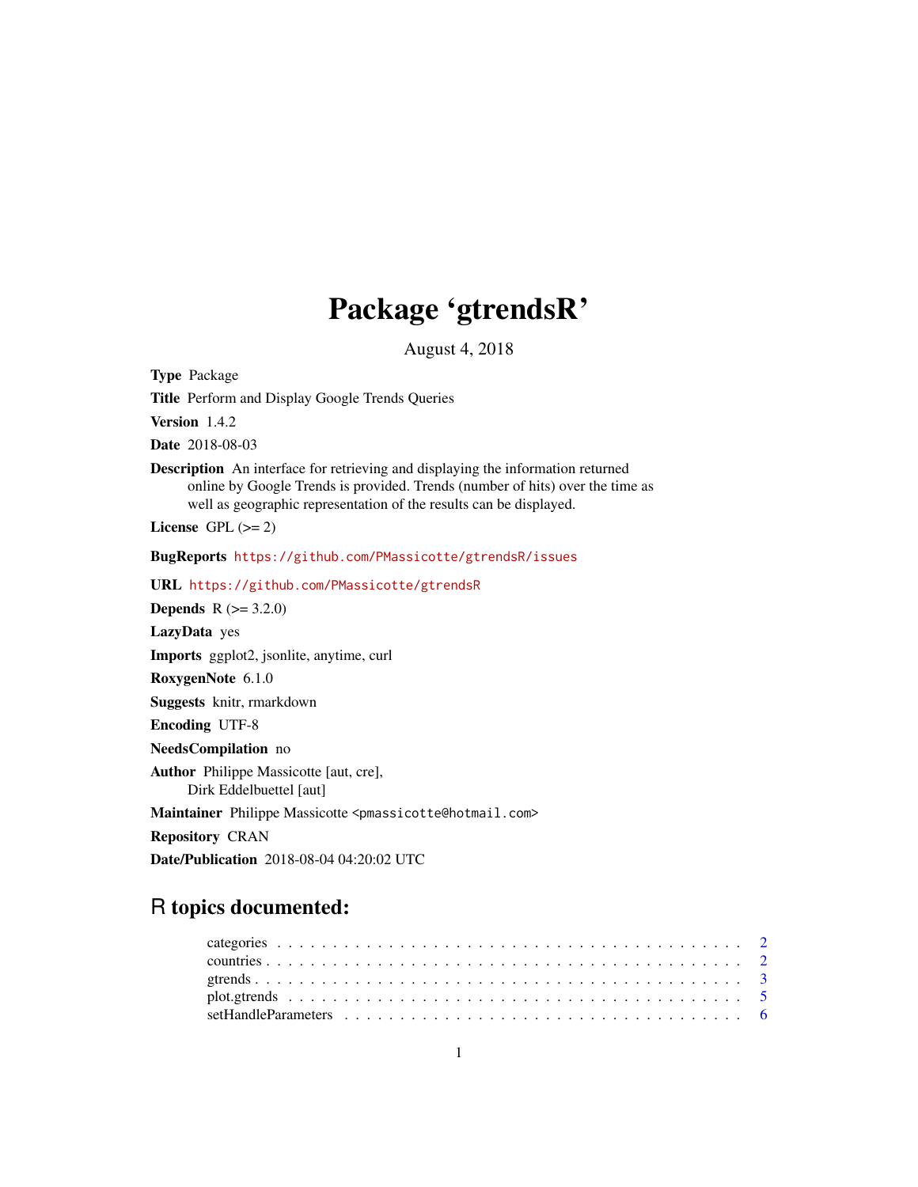# Package 'gtrendsR'

August 4, 2018

**Type** Package

**Title** Perform and Display Google Trends Queries

**Version** 1.4.2

**Date** 2018-08-03

**Description** An interface for retrieving and displaying the information returned online by Google Trends is provided. Trends (number of hits) over the time as well as geographic representation of the results can be displayed.

**License** GPL (>= 2)

**BugReports** https://github.com/PMassicotte/gtrendsR/issues

**URL** https://github.com/PMassicotte/gtrendsR

**Depends** R (>= 3.2.0)

**LazyData** yes

**Imports** ggplot2, jsonlite, anytime, curl

**RoxygenNote** 6.1.0

**Suggests** knitr, rmarkdown

**Encoding** UTF-8

**NeedsCompilation** no

**Author** Philippe Massicotte [aut, cre], Dirk Eddelbuettel [aut]

**Maintainer** Philippe Massicotte <pmassicotte@hotmail.com>

**Repository** CRAN

**Date/Publication** 2018-08-04 04:20:02 UTC

## R topics documented:

- categories . . . . . . . . . . . . . . . . . . . . . . . . . . . . . . . . . . . . . . . . 2
- countries . . . . . . . . . . . . . . . . . . . . . . . . . . . . . . . . . . . . . . . . . 2
- gtrends . . . . . . . . . . . . . . . . . . . . . . . . . . . . . . . . . . . . . . . . . . 3
- plot.gtrends . . . . . . . . . . . . . . . . . . . . . . . . . . . . . . . . . . . . . . . 5
- setHandleParameters . . . . . . . . . . . . . . . . . . . . . . . . . . . . . . . . . . 6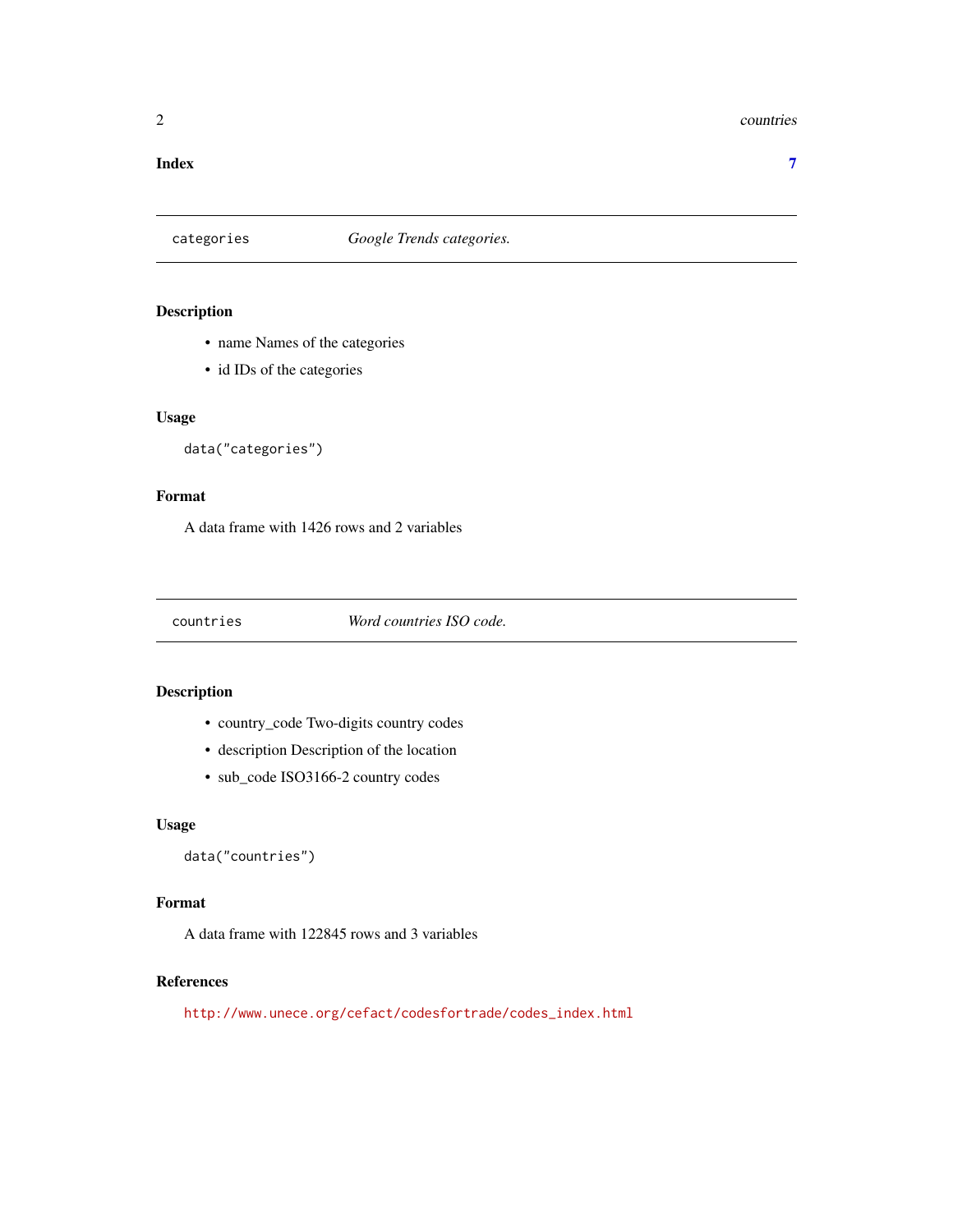**Index** 7

## categories — *Google Trends categories.*

### Description

- name Names of the categories
- id IDs of the categories

### Usage

```
data("categories")
```

### Format

A data frame with 1426 rows and 2 variables

## countries — *Word countries ISO code.*

### Description

- country_code Two-digits country codes
- description Description of the location
- sub_code ISO3166-2 country codes

### Usage

```
data("countries")
```

### Format

A data frame with 122845 rows and 3 variables

### References

http://www.unece.org/cefact/codesfortrade/codes_index.html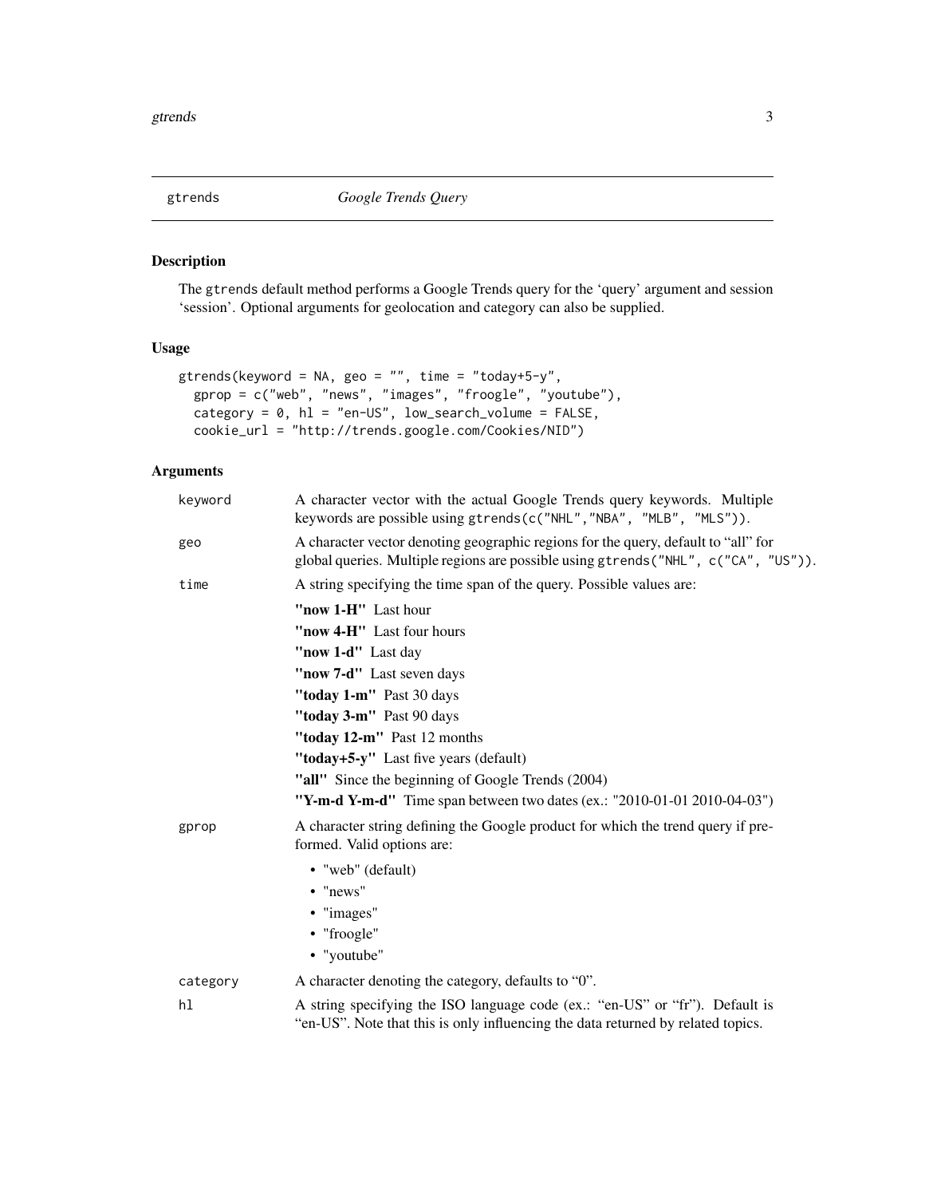## gtrends — *Google Trends Query*

### Description

The `gtrends` default method performs a Google Trends query for the 'query' argument and session 'session'. Optional arguments for geolocation and category can also be supplied.

### Usage

```
gtrends(keyword = NA, geo = "", time = "today+5-y",
  gprop = c("web", "news", "images", "froogle", "youtube"),
  category = 0, hl = "en-US", low_search_volume = FALSE,
  cookie_url = "http://trends.google.com/Cookies/NID")
```

### Arguments

`keyword` — A character vector with the actual Google Trends query keywords. Multiple keywords are possible using `gtrends(c("NHL","NBA", "MLB", "MLS"))`.

`geo` — A character vector denoting geographic regions for the query, default to "all" for global queries. Multiple regions are possible using `gtrends("NHL", c("CA", "US"))`.

`time` — A string specifying the time span of the query. Possible values are:

- **"now 1-H"** Last hour
- **"now 4-H"** Last four hours
- **"now 1-d"** Last day
- **"now 7-d"** Last seven days
- **"today 1-m"** Past 30 days
- **"today 3-m"** Past 90 days
- **"today 12-m"** Past 12 months
- **"today+5-y"** Last five years (default)
- **"all"** Since the beginning of Google Trends (2004)
- **"Y-m-d Y-m-d"** Time span between two dates (ex.: "2010-01-01 2010-04-03")

`gprop` — A character string defining the Google product for which the trend query if preformed. Valid options are:

- "web" (default)
- "news"
- "images"
- "froogle"
- "youtube"

`category` — A character denoting the category, defaults to "0".

`hl` — A string specifying the ISO language code (ex.: "en-US" or "fr"). Default is "en-US". Note that this is only influencing the data returned by related topics.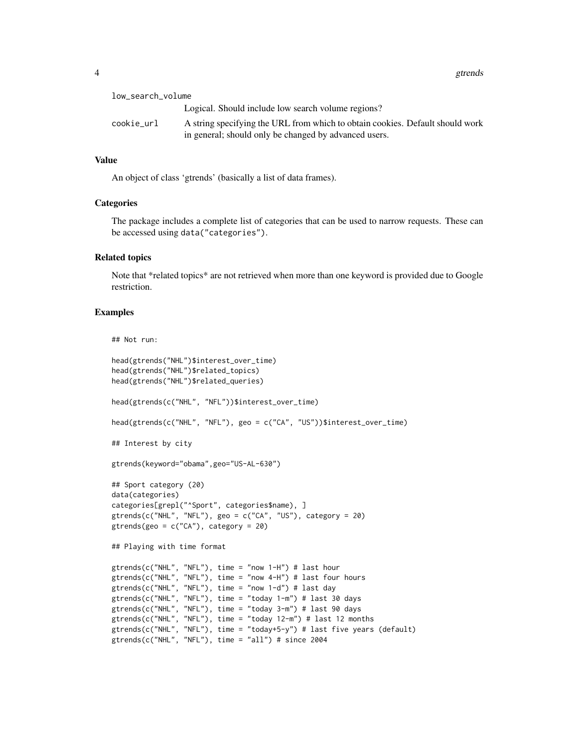`low_search_volume`
: Logical. Should include low search volume regions?

`cookie_url`
: A string specifying the URL from which to obtain cookies. Default should work in general; should only be changed by advanced users.

### Value

An object of class 'gtrends' (basically a list of data frames).

### Categories

The package includes a complete list of categories that can be used to narrow requests. These can be accessed using `data("categories")`.

### Related topics

Note that *related topics* are not retrieved when more than one keyword is provided due to Google restriction.

### Examples

```
## Not run:

head(gtrends("NHL")$interest_over_time)
head(gtrends("NHL")$related_topics)
head(gtrends("NHL")$related_queries)

head(gtrends(c("NHL", "NFL"))$interest_over_time)

head(gtrends(c("NHL", "NFL"), geo = c("CA", "US"))$interest_over_time)

## Interest by city

gtrends(keyword="obama",geo="US-AL-630")

## Sport category (20)
data(categories)
categories[grepl("^Sport", categories$name), ]
gtrends(c("NHL", "NFL"), geo = c("CA", "US"), category = 20)
gtrends(geo = c("CA"), category = 20)

## Playing with time format

gtrends(c("NHL", "NFL"), time = "now 1-H") # last hour
gtrends(c("NHL", "NFL"), time = "now 4-H") # last four hours
gtrends(c("NHL", "NFL"), time = "now 1-d") # last day
gtrends(c("NHL", "NFL"), time = "today 1-m") # last 30 days
gtrends(c("NHL", "NFL"), time = "today 3-m") # last 90 days
gtrends(c("NHL", "NFL"), time = "today 12-m") # last 12 months
gtrends(c("NHL", "NFL"), time = "today+5-y") # last five years (default)
gtrends(c("NHL", "NFL"), time = "all") # since 2004
```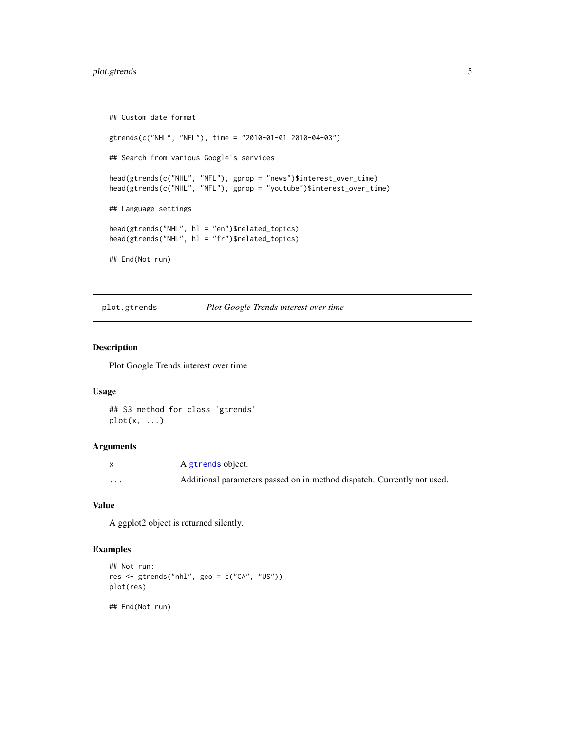```
## Custom date format

gtrends(c("NHL", "NFL"), time = "2010-01-01 2010-04-03")

## Search from various Google's services

head(gtrends(c("NHL", "NFL"), gprop = "news")$interest_over_time)
head(gtrends(c("NHL", "NFL"), gprop = "youtube")$interest_over_time)

## Language settings

head(gtrends("NHL", hl = "en")$related_topics)
head(gtrends("NHL", hl = "fr")$related_topics)

## End(Not run)
```

---

## plot.gtrends — *Plot Google Trends interest over time*

---

### Description

Plot Google Trends interest over time

### Usage

```
## S3 method for class 'gtrends'
plot(x, ...)
```

### Arguments

| | |
|---|---|
| `x` | A `gtrends` object. |
| `...` | Additional parameters passed on in method dispatch. Currently not used. |

### Value

A ggplot2 object is returned silently.

### Examples

```
## Not run:
res <- gtrends("nhl", geo = c("CA", "US"))
plot(res)

## End(Not run)
```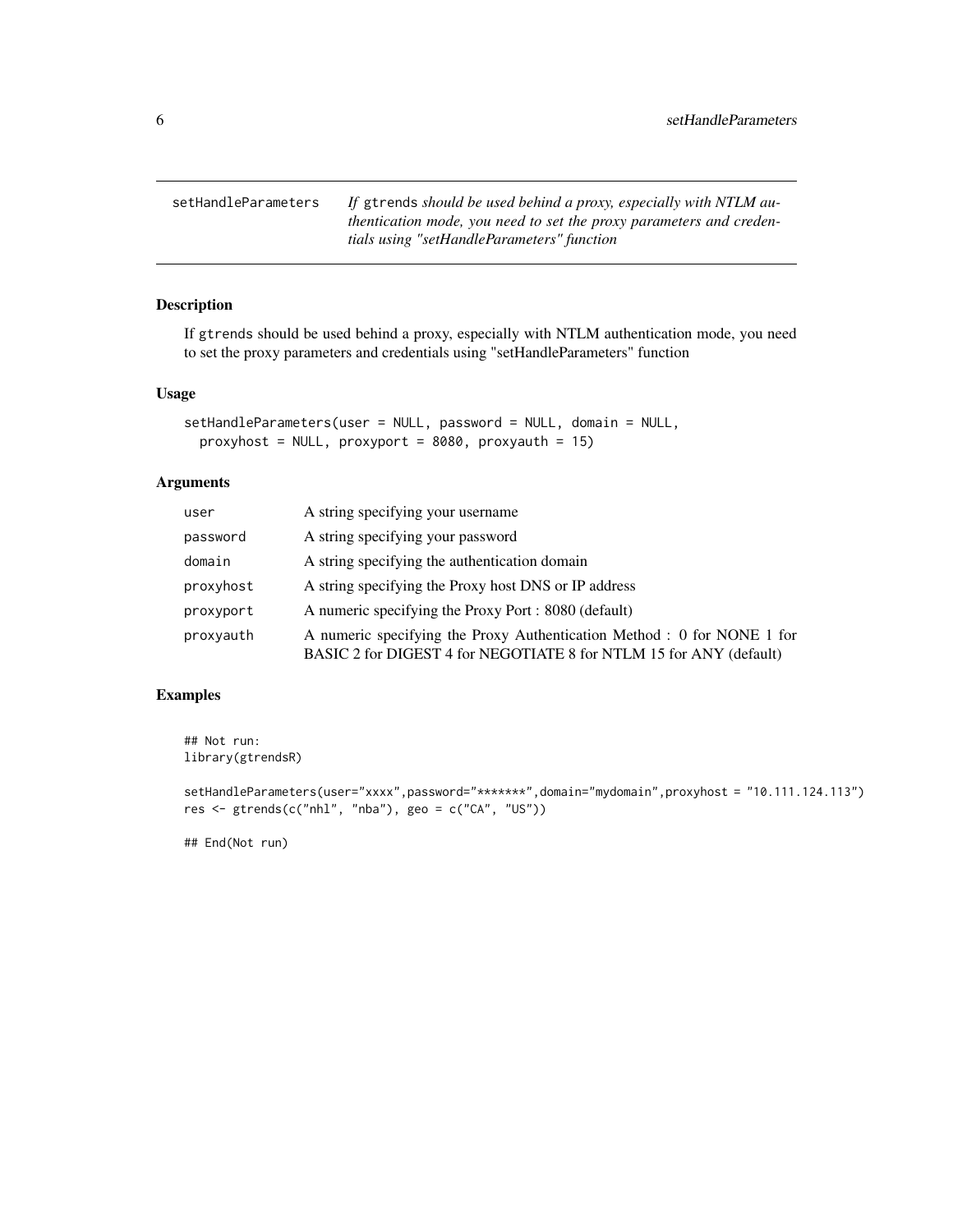| setHandleParameters | *If gtrends should be used behind a proxy, especially with NTLM authentication mode, you need to set the proxy parameters and credentials using "setHandleParameters" function* |
|---|---|

## Description

If gtrends should be used behind a proxy, especially with NTLM authentication mode, you need to set the proxy parameters and credentials using "setHandleParameters" function

## Usage

```
setHandleParameters(user = NULL, password = NULL, domain = NULL,
  proxyhost = NULL, proxyport = 8080, proxyauth = 15)
```

## Arguments

| | |
|---|---|
| user | A string specifying your username |
| password | A string specifying your password |
| domain | A string specifying the authentication domain |
| proxyhost | A string specifying the Proxy host DNS or IP address |
| proxyport | A numeric specifying the Proxy Port : 8080 (default) |
| proxyauth | A numeric specifying the Proxy Authentication Method : 0 for NONE 1 for BASIC 2 for DIGEST 4 for NEGOTIATE 8 for NTLM 15 for ANY (default) |

## Examples

```
## Not run:
library(gtrendsR)

setHandleParameters(user="xxxx",password="*******",domain="mydomain",proxyhost = "10.111.124.113")
res <- gtrends(c("nhl", "nba"), geo = c("CA", "US"))

## End(Not run)
```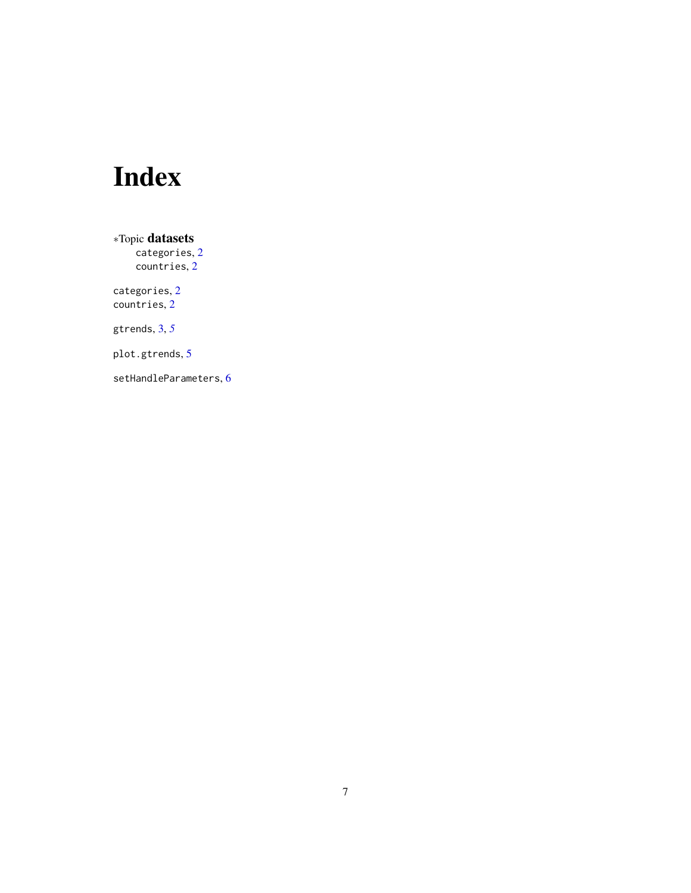# Index

*Topic **datasets**
    categories, 2
    countries, 2

categories, 2
countries, 2

gtrends, 3, *5*

plot.gtrends, 5

setHandleParameters, 6